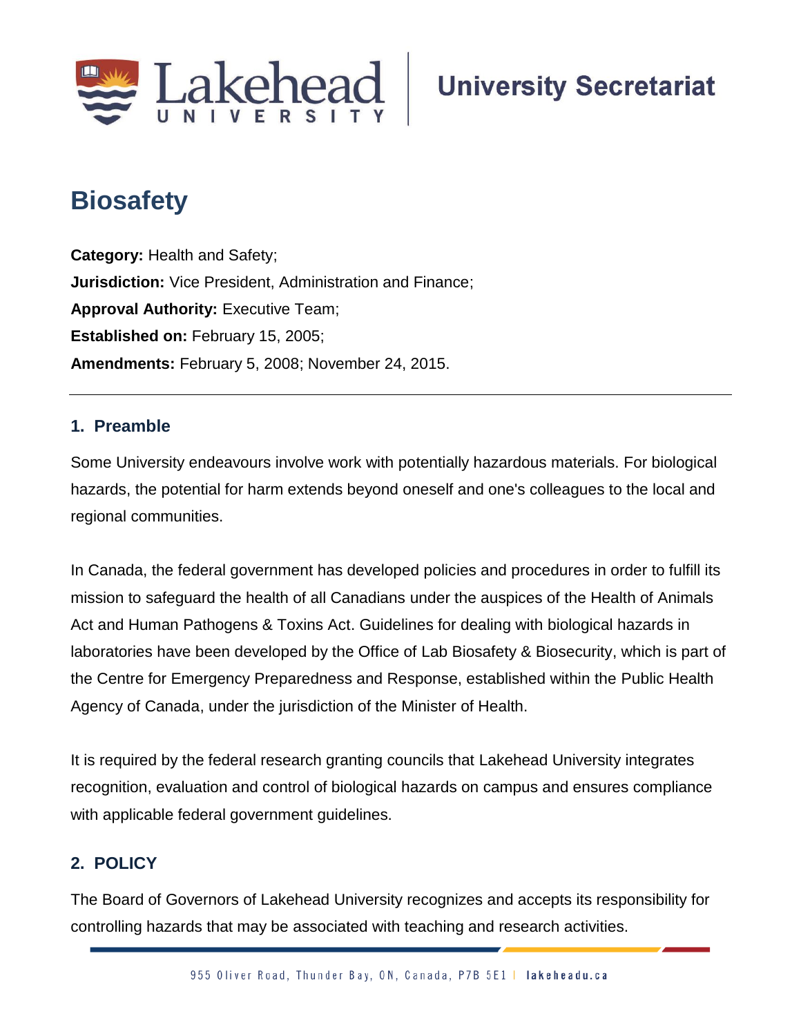# Biosafety

**Category:** Health and Safety;
**Jurisdiction:** Vice President, Administration and Finance;
**Approval Authority:** Executive Team;
**Established on:** February 15, 2005;
**Amendments:** February 5, 2008; November 24, 2015.

---

## 1. Preamble

Some University endeavours involve work with potentially hazardous materials. For biological hazards, the potential for harm extends beyond oneself and one's colleagues to the local and regional communities.

In Canada, the federal government has developed policies and procedures in order to fulfill its mission to safeguard the health of all Canadians under the auspices of the Health of Animals Act and Human Pathogens & Toxins Act. Guidelines for dealing with biological hazards in laboratories have been developed by the Office of Lab Biosafety & Biosecurity, which is part of the Centre for Emergency Preparedness and Response, established within the Public Health Agency of Canada, under the jurisdiction of the Minister of Health.

It is required by the federal research granting councils that Lakehead University integrates recognition, evaluation and control of biological hazards on campus and ensures compliance with applicable federal government guidelines.

## 2. POLICY

The Board of Governors of Lakehead University recognizes and accepts its responsibility for controlling hazards that may be associated with teaching and research activities.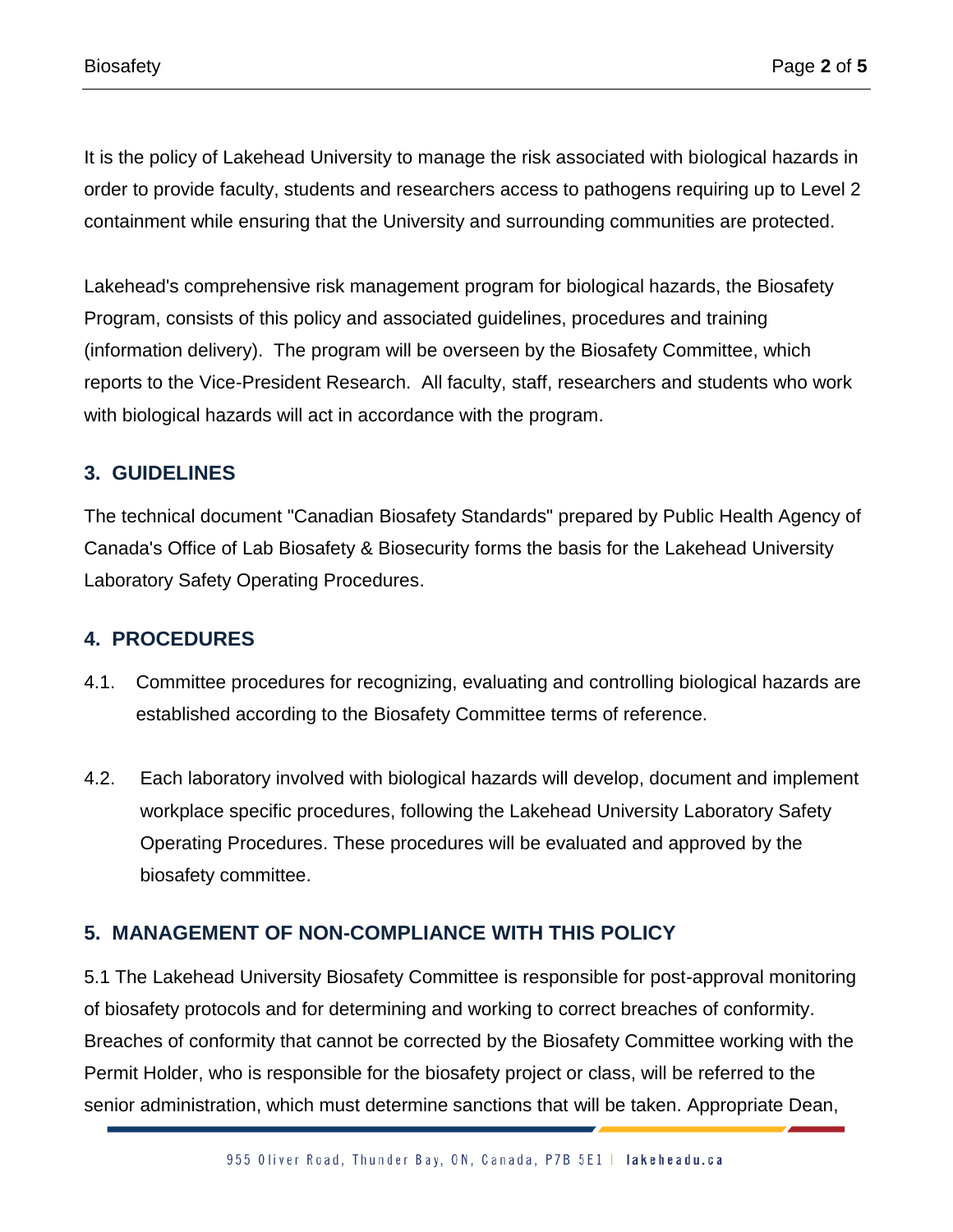It is the policy of Lakehead University to manage the risk associated with biological hazards in order to provide faculty, students and researchers access to pathogens requiring up to Level 2 containment while ensuring that the University and surrounding communities are protected.

Lakehead's comprehensive risk management program for biological hazards, the Biosafety Program, consists of this policy and associated guidelines, procedures and training (information delivery). The program will be overseen by the Biosafety Committee, which reports to the Vice-President Research. All faculty, staff, researchers and students who work with biological hazards will act in accordance with the program.

## 3. GUIDELINES

The technical document "Canadian Biosafety Standards" prepared by Public Health Agency of Canada's Office of Lab Biosafety & Biosecurity forms the basis for the Lakehead University Laboratory Safety Operating Procedures.

## 4. PROCEDURES

4.1. Committee procedures for recognizing, evaluating and controlling biological hazards are established according to the Biosafety Committee terms of reference.

4.2. Each laboratory involved with biological hazards will develop, document and implement workplace specific procedures, following the Lakehead University Laboratory Safety Operating Procedures. These procedures will be evaluated and approved by the biosafety committee.

## 5. MANAGEMENT OF NON-COMPLIANCE WITH THIS POLICY

5.1 The Lakehead University Biosafety Committee is responsible for post-approval monitoring of biosafety protocols and for determining and working to correct breaches of conformity. Breaches of conformity that cannot be corrected by the Biosafety Committee working with the Permit Holder, who is responsible for the biosafety project or class, will be referred to the senior administration, which must determine sanctions that will be taken. Appropriate Dean,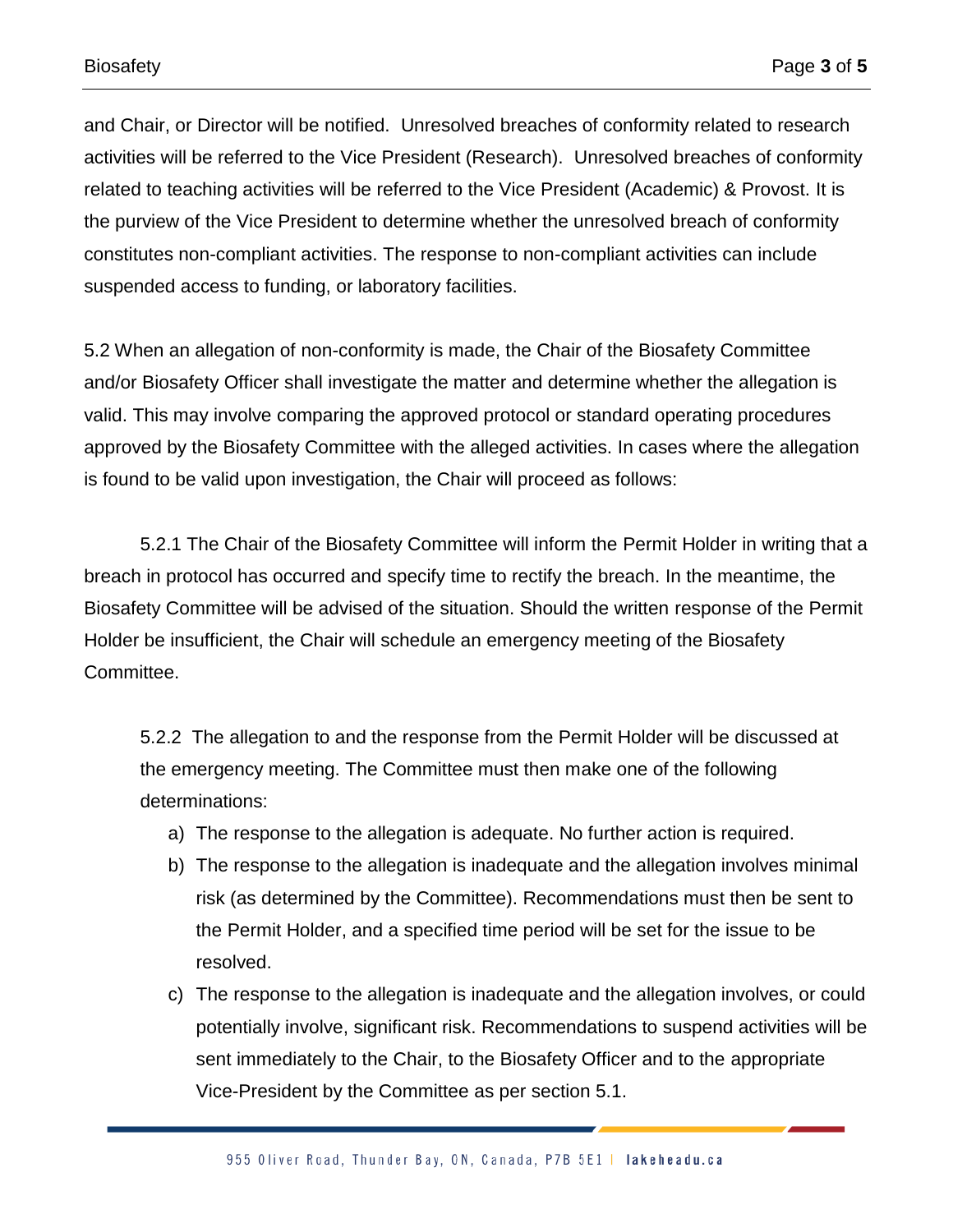and Chair, or Director will be notified. Unresolved breaches of conformity related to research activities will be referred to the Vice President (Research). Unresolved breaches of conformity related to teaching activities will be referred to the Vice President (Academic) & Provost. It is the purview of the Vice President to determine whether the unresolved breach of conformity constitutes non-compliant activities. The response to non-compliant activities can include suspended access to funding, or laboratory facilities.

5.2 When an allegation of non-conformity is made, the Chair of the Biosafety Committee and/or Biosafety Officer shall investigate the matter and determine whether the allegation is valid. This may involve comparing the approved protocol or standard operating procedures approved by the Biosafety Committee with the alleged activities. In cases where the allegation is found to be valid upon investigation, the Chair will proceed as follows:

5.2.1 The Chair of the Biosafety Committee will inform the Permit Holder in writing that a breach in protocol has occurred and specify time to rectify the breach. In the meantime, the Biosafety Committee will be advised of the situation. Should the written response of the Permit Holder be insufficient, the Chair will schedule an emergency meeting of the Biosafety Committee.

5.2.2 The allegation to and the response from the Permit Holder will be discussed at the emergency meeting. The Committee must then make one of the following determinations:

a) The response to the allegation is adequate. No further action is required.
b) The response to the allegation is inadequate and the allegation involves minimal risk (as determined by the Committee). Recommendations must then be sent to the Permit Holder, and a specified time period will be set for the issue to be resolved.
c) The response to the allegation is inadequate and the allegation involves, or could potentially involve, significant risk. Recommendations to suspend activities will be sent immediately to the Chair, to the Biosafety Officer and to the appropriate Vice-President by the Committee as per section 5.1.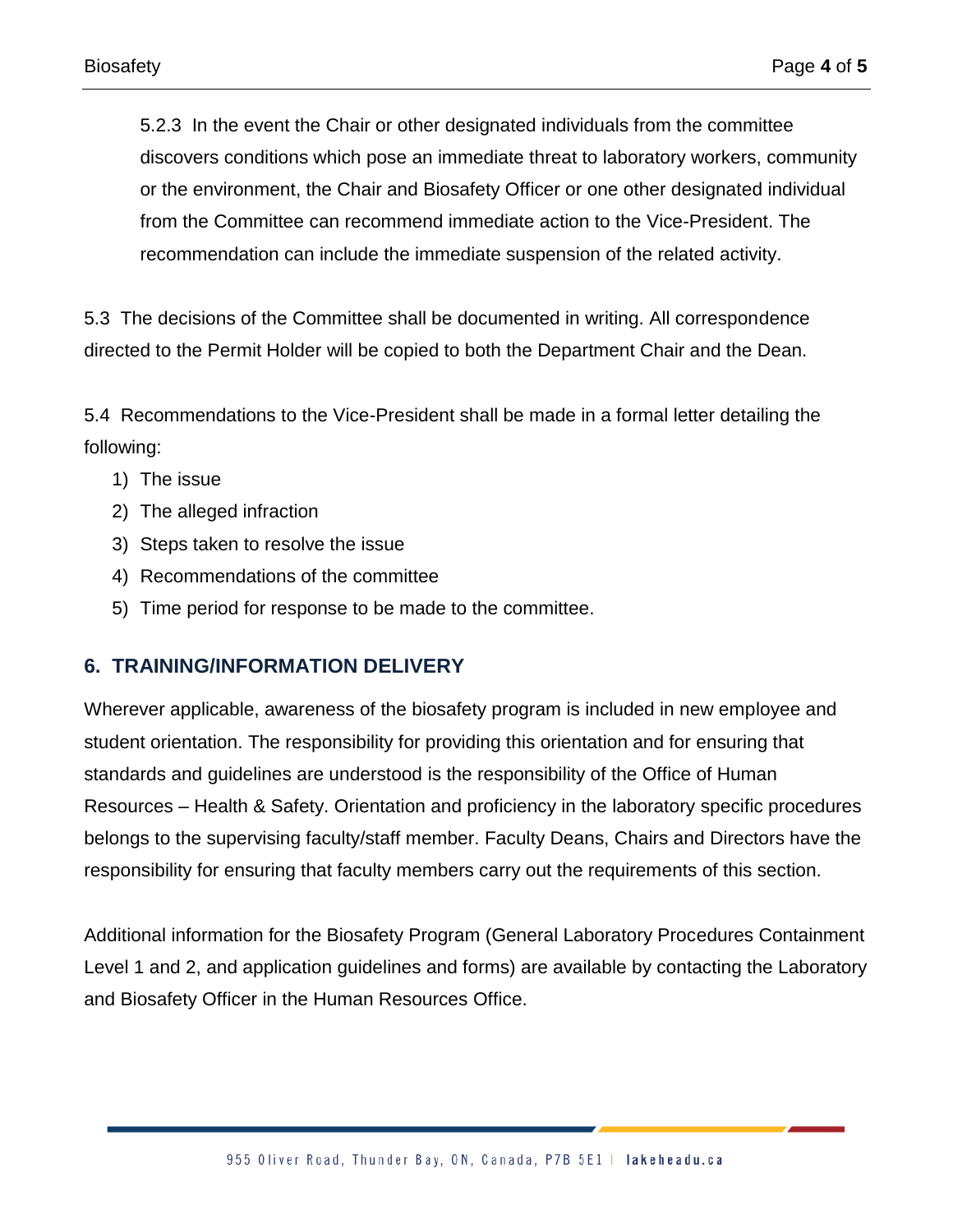5.2.3 In the event the Chair or other designated individuals from the committee discovers conditions which pose an immediate threat to laboratory workers, community or the environment, the Chair and Biosafety Officer or one other designated individual from the Committee can recommend immediate action to the Vice-President. The recommendation can include the immediate suspension of the related activity.

5.3 The decisions of the Committee shall be documented in writing. All correspondence directed to the Permit Holder will be copied to both the Department Chair and the Dean.

5.4 Recommendations to the Vice-President shall be made in a formal letter detailing the following:

1) The issue
2) The alleged infraction
3) Steps taken to resolve the issue
4) Recommendations of the committee
5) Time period for response to be made to the committee.

## 6. TRAINING/INFORMATION DELIVERY

Wherever applicable, awareness of the biosafety program is included in new employee and student orientation. The responsibility for providing this orientation and for ensuring that standards and guidelines are understood is the responsibility of the Office of Human Resources – Health & Safety. Orientation and proficiency in the laboratory specific procedures belongs to the supervising faculty/staff member. Faculty Deans, Chairs and Directors have the responsibility for ensuring that faculty members carry out the requirements of this section.

Additional information for the Biosafety Program (General Laboratory Procedures Containment Level 1 and 2, and application guidelines and forms) are available by contacting the Laboratory and Biosafety Officer in the Human Resources Office.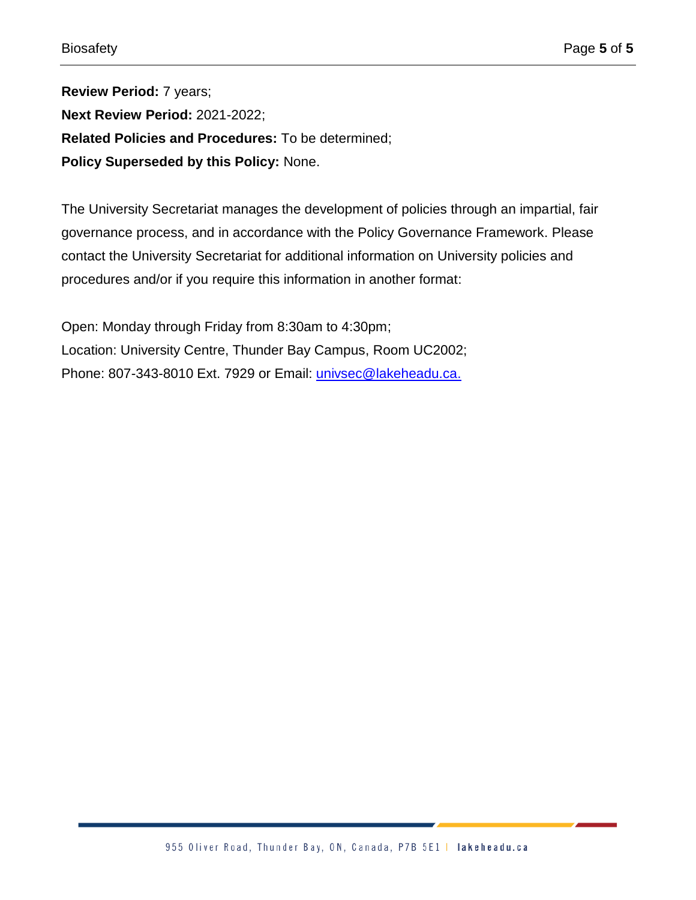**Review Period:** 7 years;

**Next Review Period:** 2021-2022;

**Related Policies and Procedures:** To be determined;

**Policy Superseded by this Policy:** None.

The University Secretariat manages the development of policies through an impartial, fair governance process, and in accordance with the Policy Governance Framework. Please contact the University Secretariat for additional information on University policies and procedures and/or if you require this information in another format:

Open: Monday through Friday from 8:30am to 4:30pm;

Location: University Centre, Thunder Bay Campus, Room UC2002;

Phone: 807-343-8010 Ext. 7929 or Email: univsec@lakeheadu.ca.